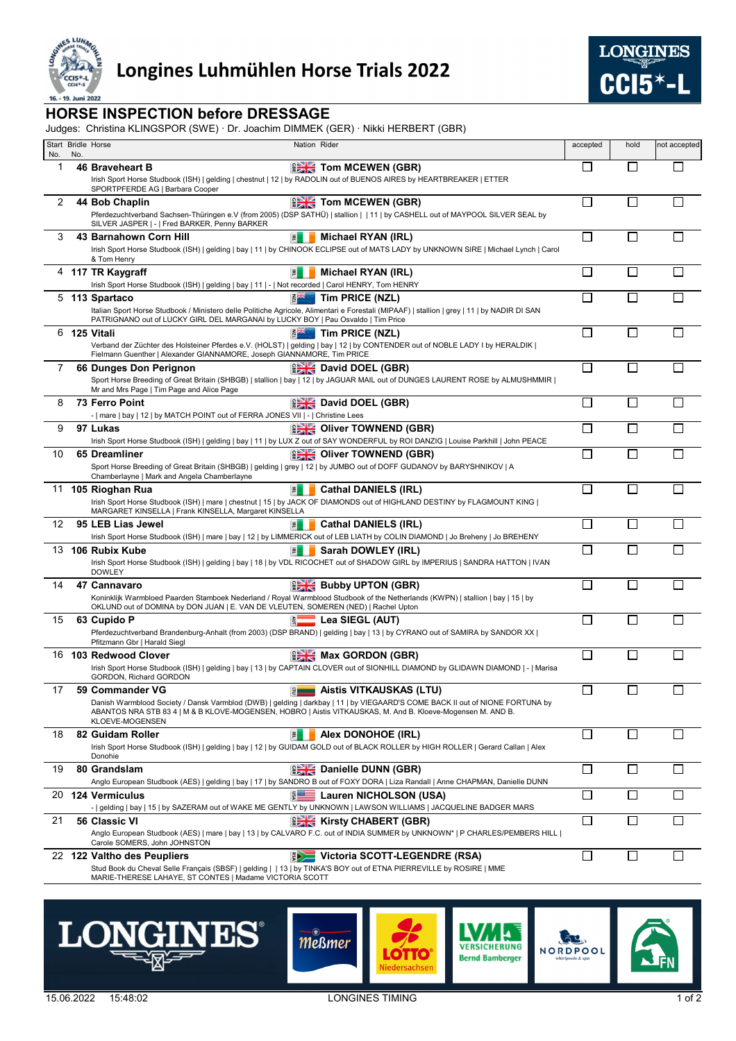# Longines Luhmühlen Horse Trials 2022

LONGINES CCI5*-L

## HORSE INSPECTION before DRESSAGE

Judges: Christina KLINGSPOR (SWE) · Dr. Joachim DIMMEK (GER) · Nikki HERBERT (GBR)

| Start No. | Bridle No. | Horse | Nation | Rider | accepted | hold | not accepted |
|---|---|---|---|---|---|---|---|
| 1 | 46 | **Braveheart B**<br>Irish Sport Horse Studbook (ISH) \| gelding \| chestnut \| 12 \| by RADOLIN out of BUENOS AIRES by HEARTBREAKER \| ETTER SPORTPFERDE AG \| Barbara Cooper | GBR | **Tom MCEWEN (GBR)** | ☐ | ☐ | ☐ |
| 2 | 44 | **Bob Chaplin**<br>Pferdezuchtverband Sachsen-Thüringen e.V (from 2005) (DSP SATHÜ) \| stallion \| \| 11 \| by CASHELL out of MAYPOOL SILVER SEAL by SILVER JASPER \| - \| Fred BARKER, Penny BARKER | GBR | **Tom MCEWEN (GBR)** | ☐ | ☐ | ☐ |
| 3 | 43 | **Barnahown Corn Hill**<br>Irish Sport Horse Studbook (ISH) \| gelding \| bay \| 11 \| by CHINOOK ECLIPSE out of MATS LADY by UNKNOWN SIRE \| Michael Lynch \| Carol & Tom Henry | IRL | **Michael RYAN (IRL)** | ☐ | ☐ | ☐ |
| 4 | 117 | **TR Kaygraff**<br>Irish Sport Horse Studbook (ISH) \| gelding \| bay \| 11 \| - \| Not recorded \| Carol HENRY, Tom HENRY | IRL | **Michael RYAN (IRL)** | ☐ | ☐ | ☐ |
| 5 | 113 | **Spartaco**<br>Italian Sport Horse Studbook / Ministero delle Politiche Agricole, Alimentari e Forestali (MIPAAF) \| stallion \| grey \| 11 \| by NADIR DI SAN PATRIGNANO out of LUCKY GIRL DEL MARGANAI by LUCKY BOY \| Pau Osvaldo \| Tim Price | NZL | **Tim PRICE (NZL)** | ☐ | ☐ | ☐ |
| 6 | 125 | **Vitali**<br>Verband der Züchter des Holsteiner Pferdes e.V. (HOLST) \| gelding \| bay \| 12 \| by CONTENDER out of NOBLE LADY I by HERALDIK \| Fielmann Guenther \| Alexander GIANNAMORE, Joseph GIANNAMORE, Tim PRICE | NZL | **Tim PRICE (NZL)** | ☐ | ☐ | ☐ |
| 7 | 66 | **Dunges Don Perignon**<br>Sport Horse Breeding of Great Britain (SHBGB) \| stallion \| bay \| 12 \| by JAGUAR MAIL out of DUNGES LAURENT ROSE by ALMUSHMMIR \| Mr and Mrs Page \| Tim Page and Alice Page | GBR | **David DOEL (GBR)** | ☐ | ☐ | ☐ |
| 8 | 73 | **Ferro Point**<br>- \| mare \| bay \| 12 \| by MATCH POINT out of FERRA JONES VII \| - \| Christine Lees | GBR | **David DOEL (GBR)** | ☐ | ☐ | ☐ |
| 9 | 97 | **Lukas**<br>Irish Sport Horse Studbook (ISH) \| gelding \| bay \| 11 \| by LUX Z out of SAY WONDERFUL by ROI DANZIG \| Louise Parkhill \| John PEACE | GBR | **Oliver TOWNEND (GBR)** | ☐ | ☐ | ☐ |
| 10 | 65 | **Dreamliner**<br>Sport Horse Breeding of Great Britain (SHBGB) \| gelding \| grey \| 12 \| by JUMBO out of DOFF GUDANOV by BARYSHNIKOV \| A Chamberlayne \| Mark and Angela Chamberlayne | GBR | **Oliver TOWNEND (GBR)** | ☐ | ☐ | ☐ |
| 11 | 105 | **Rioghan Rua**<br>Irish Sport Horse Studbook (ISH) \| mare \| chestnut \| 15 \| by JACK OF DIAMONDS out of HIGHLAND DESTINY by FLAGMOUNT KING \| MARGARET KINSELLA \| Frank KINSELLA, Margaret KINSELLA | IRL | **Cathal DANIELS (IRL)** | ☐ | ☐ | ☐ |
| 12 | 95 | **LEB Lias Jewel**<br>Irish Sport Horse Studbook (ISH) \| mare \| bay \| 12 \| by LIMMERICK out of LEB LIATH by COLIN DIAMOND \| Jo Breheny \| Jo BREHENY | IRL | **Cathal DANIELS (IRL)** | ☐ | ☐ | ☐ |
| 13 | 106 | **Rubix Kube**<br>Irish Sport Horse Studbook (ISH) \| gelding \| bay \| 18 \| by VDL RICOCHET out of SHADOW GIRL by IMPERIUS \| SANDRA HATTON \| IVAN DOWLEY | IRL | **Sarah DOWLEY (IRL)** | ☐ | ☐ | ☐ |
| 14 | 47 | **Cannavaro**<br>Koninklijk Warmbloed Paarden Stamboek Nederland / Royal Warmblood Studbook of the Netherlands (KWPN) \| stallion \| bay \| 15 \| by OKLUND out of DOMINA by DON JUAN \| E. VAN DE VLEUTEN, SOMEREN (NED) \| Rachel Upton | GBR | **Bubby UPTON (GBR)** | ☐ | ☐ | ☐ |
| 15 | 63 | **Cupido P**<br>Pferdezuchtverband Brandenburg-Anhalt (from 2003) (DSP BRAND) \| gelding \| bay \| 13 \| by CYRANO out of SAMIRA by SANDOR XX \| Pfitzmann Gbr \| Harald Siegl | AUT | **Lea SIEGL (AUT)** | ☐ | ☐ | ☐ |
| 16 | 103 | **Redwood Clover**<br>Irish Sport Horse Studbook (ISH) \| gelding \| bay \| 13 \| by CAPTAIN CLOVER out of SIONHILL DIAMOND by GLIDAWN DIAMOND \| - \| Marisa GORDON, Richard GORDON | GBR | **Max GORDON (GBR)** | ☐ | ☐ | ☐ |
| 17 | 59 | **Commander VG**<br>Danish Warmblood Society / Dansk Varmblod (DWB) \| gelding \| darkbay \| 11 \| by VIEGAARD'S COME BACK II out of NIONE FORTUNA by ABANTOS NRA STB 83 4 \| M & B KLOVE-MOGENSEN, HOBRO \| Aistis VITKAUSKAS, M. And B. Kloeve-Mogensen M. AND B. KLOEVE-MOGENSEN | LTU | **Aistis VITKAUSKAS (LTU)** | ☐ | ☐ | ☐ |
| 18 | 82 | **Guidam Roller**<br>Irish Sport Horse Studbook (ISH) \| gelding \| bay \| 12 \| by GUIDAM GOLD out of BLACK ROLLER by HIGH ROLLER \| Gerard Callan \| Alex Donohoe | IRL | **Alex DONOHOE (IRL)** | ☐ | ☐ | ☐ |
| 19 | 80 | **Grandslam**<br>Anglo European Studbook (AES) \| gelding \| bay \| 17 \| by SANDRO B out of FOXY DORA \| Liza Randall \| Anne CHAPMAN, Danielle DUNN | GBR | **Danielle DUNN (GBR)** | ☐ | ☐ | ☐ |
| 20 | 124 | **Vermiculus**<br>- \| gelding \| bay \| 15 \| by SAZERAM out of WAKE ME GENTLY by UNKNOWN \| LAWSON WILLIAMS \| JACQUELINE BADGER MARS | USA | **Lauren NICHOLSON (USA)** | ☐ | ☐ | ☐ |
| 21 | 56 | **Classic VI**<br>Anglo European Studbook (AES) \| mare \| bay \| 13 \| by CALVARO F.C. out of INDIA SUMMER by UNKNOWN* \| P CHARLES/PEMBERS HILL \| Carole SOMERS, John JOHNSTON | GBR | **Kirsty CHABERT (GBR)** | ☐ | ☐ | ☐ |
| 22 | 122 | **Valtho des Peupliers**<br>Stud Book du Cheval Selle Français (SBSF) \| gelding \| \| 13 \| by TINKA'S BOY out of ETNA PIERREVILLE by ROSIRE \| MME MARIE-THERESE LAHAYE, ST CONTES \| Madame VICTORIA SCOTT | RSA | **Victoria SCOTT-LEGENDRE (RSA)** | ☐ | ☐ | ☐ |

15.06.2022 15:48:02 LONGINES TIMING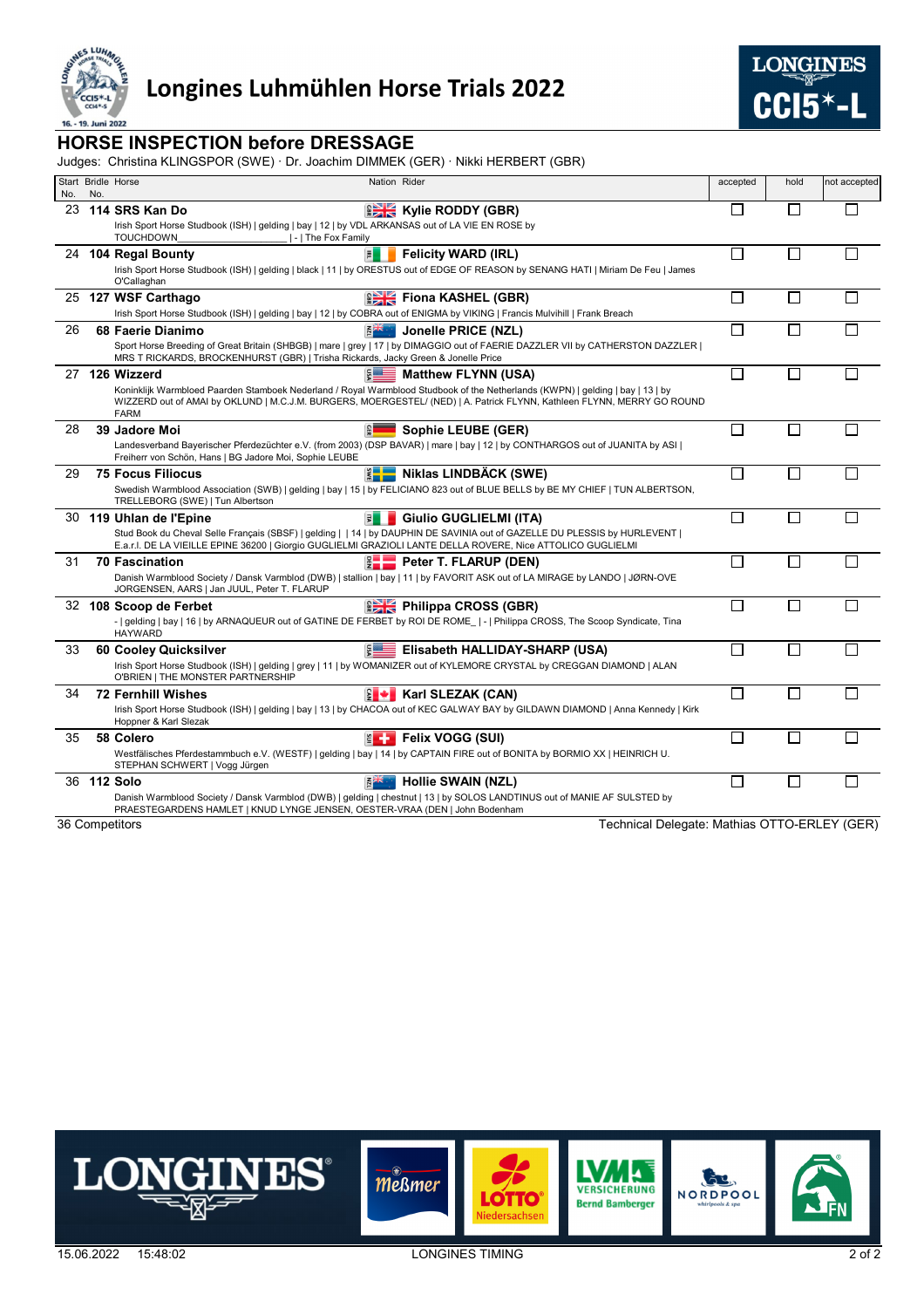# Longines Luhmühlen Horse Trials 2022

## HORSE INSPECTION before DRESSAGE

Judges: Christina KLINGSPOR (SWE) · Dr. Joachim DIMMEK (GER) · Nikki HERBERT (GBR)

| Start No. | Bridle No. | Horse | Nation | Rider | accepted | hold | not accepted |
|---|---|---|---|---|---|---|---|
| 23 | 114 | **SRS Kan Do**<br>Irish Sport Horse Studbook (ISH) \| gelding \| bay \| 12 \| by VDL ARKANSAS out of LA VIE EN ROSE by TOUCHDOWN____________ \| - \| The Fox Family | GBR | **Kylie RODDY (GBR)** | ☐ | ☐ | ☐ |
| 24 | 104 | **Regal Bounty**<br>Irish Sport Horse Studbook (ISH) \| gelding \| black \| 11 \| by ORESTUS out of EDGE OF REASON by SENANG HATI \| Miriam De Feu \| James O'Callaghan | IRL | **Felicity WARD (IRL)** | ☐ | ☐ | ☐ |
| 25 | 127 | **WSF Carthago**<br>Irish Sport Horse Studbook (ISH) \| gelding \| bay \| 12 \| by COBRA out of ENIGMA by VIKING \| Francis Mulvihill \| Frank Breach | GBR | **Fiona KASHEL (GBR)** | ☐ | ☐ | ☐ |
| 26 | 68 | **Faerie Dianimo**<br>Sport Horse Breeding of Great Britain (SHBGB) \| mare \| grey \| 17 \| by DIMAGGIO out of FAERIE DAZZLER VII by CATHERSTON DAZZLER \| MRS T RICKARDS, BROCKENHURST (GBR) \| Trisha Rickards, Jacky Green & Jonelle Price | NZL | **Jonelle PRICE (NZL)** | ☐ | ☐ | ☐ |
| 27 | 126 | **Wizzerd**<br>Koninklijk Warmbloed Paarden Stamboek Nederland / Royal Warmblood Studbook of the Netherlands (KWPN) \| gelding \| bay \| 13 \| by WIZZERD out of AMAI by OKLUND \| M.C.J.M. BURGERS, MOERGESTEL/ (NED) \| A. Patrick FLYNN, Kathleen FLYNN, MERRY GO ROUND FARM | USA | **Matthew FLYNN (USA)** | ☐ | ☐ | ☐ |
| 28 | 39 | **Jadore Moi**<br>Landesverband Bayerischer Pferdezüchter e.V. (from 2003) (DSP BAVAR) \| mare \| bay \| 12 \| by CONTHARGOS out of JUANITA by ASI \| Freiherr von Schön, Hans \| BG Jadore Moi, Sophie LEUBE | GER | **Sophie LEUBE (GER)** | ☐ | ☐ | ☐ |
| 29 | 75 | **Focus Filiocus**<br>Swedish Warmblood Association (SWB) \| gelding \| bay \| 15 \| by FELICIANO 823 out of BLUE BELLS by BE MY CHIEF \| TUN ALBERTSON, TRELLEBORG (SWE) \| Tun Albertson | SWE | **Niklas LINDBÄCK (SWE)** | ☐ | ☐ | ☐ |
| 30 | 119 | **Uhlan de l'Epine**<br>Stud Book du Cheval Selle Français (SBSF) \| gelding \| \| 14 \| by DAUPHIN DE SAVINIA out of GAZELLE DU PLESSIS by HURLEVENT \| E.a.r.l. DE LA VIEILLE EPINE 36200 \| Giorgio GUGLIELMI GRAZIOLI LANTE DELLA ROVERE, Nice ATTOLICO GUGLIELMI | ITA | **Giulio GUGLIELMI (ITA)** | ☐ | ☐ | ☐ |
| 31 | 70 | **Fascination**<br>Danish Warmblood Society / Dansk Varmblod (DWB) \| stallion \| bay \| 11 \| by FAVORIT ASK out of LA MIRAGE by LANDO \| JØRN-OVE JORGENSEN, AARS \| Jan JUUL, Peter T. FLARUP | DEN | **Peter T. FLARUP (DEN)** | ☐ | ☐ | ☐ |
| 32 | 108 | **Scoop de Ferbet**<br>- \| gelding \| bay \| 16 \| by ARNAQUEUR out of GATINE DE FERBET by ROI DE ROME_ \| - \| Philippa CROSS, The Scoop Syndicate, Tina HAYWARD | GBR | **Philippa CROSS (GBR)** | ☐ | ☐ | ☐ |
| 33 | 60 | **Cooley Quicksilver**<br>Irish Sport Horse Studbook (ISH) \| gelding \| grey \| 11 \| by WOMANIZER out of KYLEMORE CRYSTAL by CREGGAN DIAMOND \| ALAN O'BRIEN \| THE MONSTER PARTNERSHIP | USA | **Elisabeth HALLIDAY-SHARP (USA)** | ☐ | ☐ | ☐ |
| 34 | 72 | **Fernhill Wishes**<br>Irish Sport Horse Studbook (ISH) \| gelding \| bay \| 13 \| by CHACOA out of KEC GALWAY BAY by GILDAWN DIAMOND \| Anna Kennedy \| Kirk Hoppner & Karl Slezak | CAN | **Karl SLEZAK (CAN)** | ☐ | ☐ | ☐ |
| 35 | 58 | **Colero**<br>Westfälisches Pferdestammbuch e.V. (WESTF) \| gelding \| bay \| 14 \| by CAPTAIN FIRE out of BONITA by BORMIO XX \| HEINRICH U. STEPHAN SCHWERT \| Vogg Jürgen | SUI | **Felix VOGG (SUI)** | ☐ | ☐ | ☐ |
| 36 | 112 | **Solo**<br>Danish Warmblood Society / Dansk Varmblod (DWB) \| gelding \| chestnut \| 13 \| by SOLOS LANDTINUS out of MANIE AF SULSTED by PRAESTEGARDENS HAMLET \| KNUD LYNGE JENSEN, OESTER-VRAA (DEN \| John Bodenham | NZL | **Hollie SWAIN (NZL)** | ☐ | ☐ | ☐ |

36 Competitors

Technical Delegate: Mathias OTTO-ERLEY (GER)

15.06.2022 15:48:02 LONGINES TIMING